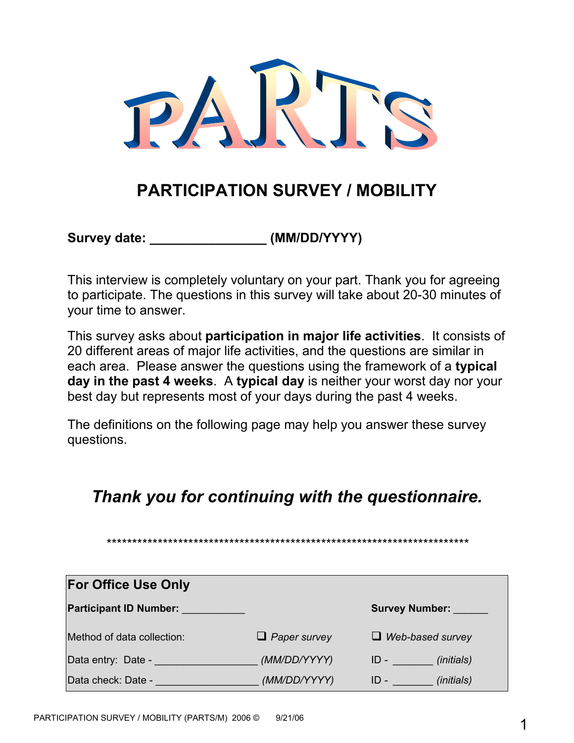# PARTS

## PARTICIPATION SURVEY / MOBILITY

**Survey date: ________________ (MM/DD/YYYY)**

This interview is completely voluntary on your part. Thank you for agreeing to participate. The questions in this survey will take about 20-30 minutes of your time to answer.

This survey asks about **participation in major life activities**. It consists of 20 different areas of major life activities, and the questions are similar in each area. Please answer the questions using the framework of a **typical day in the past 4 weeks**. A **typical day** is neither your worst day nor your best day but represents most of your days during the past 4 weeks.

The definitions on the following page may help you answer these survey questions.

***Thank you for continuing with the questionnaire.***

*************************************************************************

| **For Office Use Only** | | |
|---|---|---|
| **Participant ID Number:** ___________ | | **Survey Number:** ______ |
| Method of data collection: | ❑ *Paper survey* | ❑ *Web-based survey* |
| Data entry: Date - _________________ | *(MM/DD/YYYY)* | ID - _______ *(initials)* |
| Data check: Date - _________________ | *(MM/DD/YYYY)* | ID - _______ *(initials)* |

PARTICIPATION SURVEY / MOBILITY (PARTS/M) 2006 © 9/21/06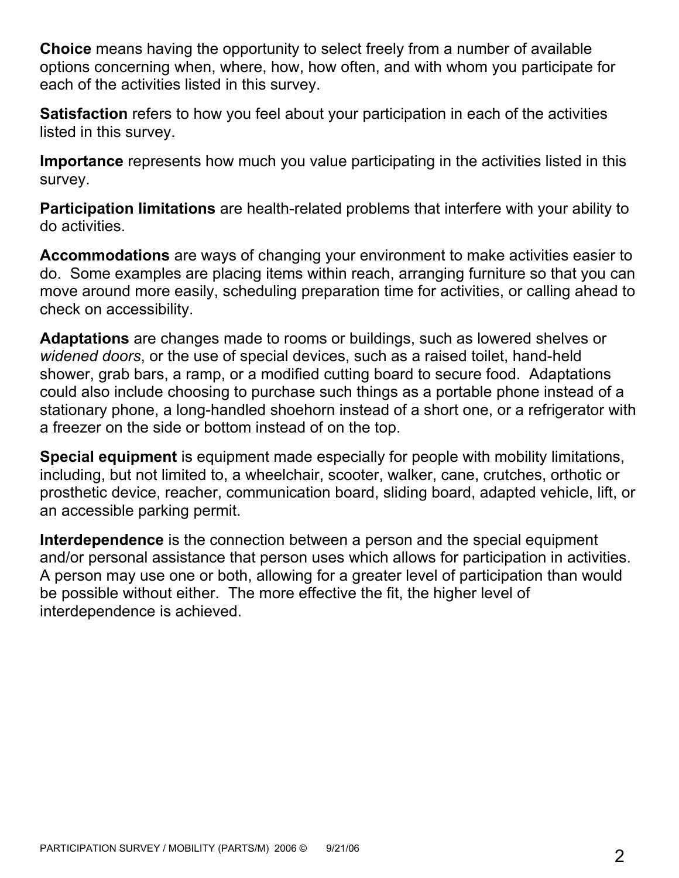**Choice** means having the opportunity to select freely from a number of available options concerning when, where, how, how often, and with whom you participate for each of the activities listed in this survey.

**Satisfaction** refers to how you feel about your participation in each of the activities listed in this survey.

**Importance** represents how much you value participating in the activities listed in this survey.

**Participation limitations** are health-related problems that interfere with your ability to do activities.

**Accommodations** are ways of changing your environment to make activities easier to do. Some examples are placing items within reach, arranging furniture so that you can move around more easily, scheduling preparation time for activities, or calling ahead to check on accessibility.

**Adaptations** are changes made to rooms or buildings, such as lowered shelves or *widened doors*, or the use of special devices, such as a raised toilet, hand-held shower, grab bars, a ramp, or a modified cutting board to secure food. Adaptations could also include choosing to purchase such things as a portable phone instead of a stationary phone, a long-handled shoehorn instead of a short one, or a refrigerator with a freezer on the side or bottom instead of on the top.

**Special equipment** is equipment made especially for people with mobility limitations, including, but not limited to, a wheelchair, scooter, walker, cane, crutches, orthotic or prosthetic device, reacher, communication board, sliding board, adapted vehicle, lift, or an accessible parking permit.

**Interdependence** is the connection between a person and the special equipment and/or personal assistance that person uses which allows for participation in activities. A person may use one or both, allowing for a greater level of participation than would be possible without either. The more effective the fit, the higher level of interdependence is achieved.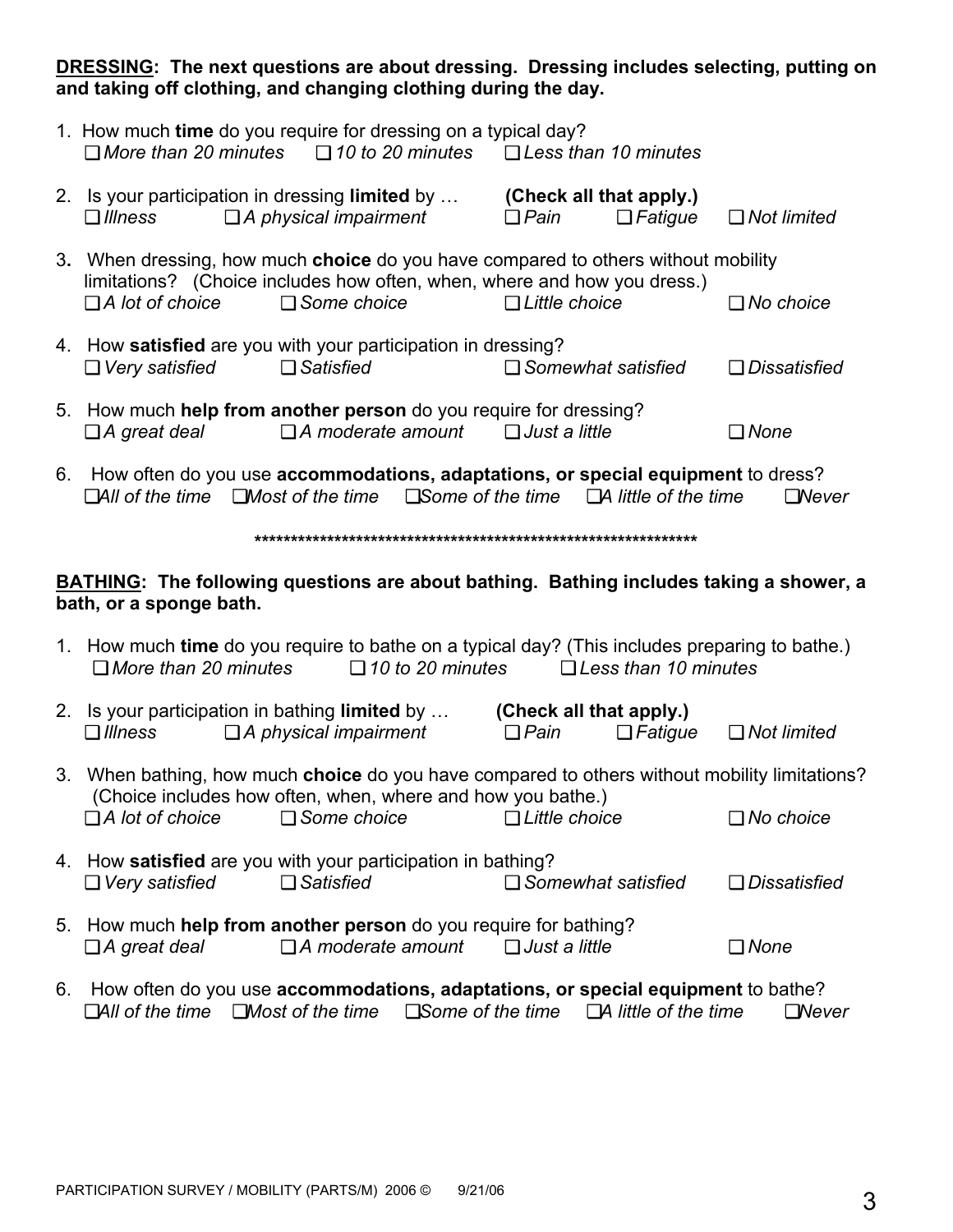**<u>DRESSING</u>: The next questions are about dressing. Dressing includes selecting, putting on and taking off clothing, and changing clothing during the day.**

1. How much **time** do you require for dressing on a typical day?
   ❑ *More than 20 minutes* ❑ *10 to 20 minutes* ❑ *Less than 10 minutes*

2. Is your participation in dressing **limited** by … **(Check all that apply.)**
   ❑ *Illness* ❑ *A physical impairment* ❑ *Pain* ❑ *Fatigue* ❑ *Not limited*

3. When dressing, how much **choice** do you have compared to others without mobility limitations? (Choice includes how often, when, where and how you dress.)
   ❑ *A lot of choice* ❑ *Some choice* ❑ *Little choice* ❑ *No choice*

4. How **satisfied** are you with your participation in dressing?
   ❑ *Very satisfied* ❑ *Satisfied* ❑ *Somewhat satisfied* ❑ *Dissatisfied*

5. How much **help from another person** do you require for dressing?
   ❑ *A great deal* ❑ *A moderate amount* ❑ *Just a little* ❑ *None*

6. How often do you use **accommodations, adaptations, or special equipment** to dress?
   ❑ *All of the time* ❑ *Most of the time* ❑ *Some of the time* ❑ *A little of the time* ❑ *Never*

**************************************************************

**<u>BATHING</u>: The following questions are about bathing. Bathing includes taking a shower, a bath, or a sponge bath.**

1. How much **time** do you require to bathe on a typical day? (This includes preparing to bathe.)
   ❑ *More than 20 minutes* ❑ *10 to 20 minutes* ❑ *Less than 10 minutes*

2. Is your participation in bathing **limited** by … **(Check all that apply.)**
   ❑ *Illness* ❑ *A physical impairment* ❑ *Pain* ❑ *Fatigue* ❑ *Not limited*

3. When bathing, how much **choice** do you have compared to others without mobility limitations? (Choice includes how often, when, where and how you bathe.)
   ❑ *A lot of choice* ❑ *Some choice* ❑ *Little choice* ❑ *No choice*

4. How **satisfied** are you with your participation in bathing?
   ❑ *Very satisfied* ❑ *Satisfied* ❑ *Somewhat satisfied* ❑ *Dissatisfied*

5. How much **help from another person** do you require for bathing?
   ❑ *A great deal* ❑ *A moderate amount* ❑ *Just a little* ❑ *None*

6. How often do you use **accommodations, adaptations, or special equipment** to bathe?
   ❑ *All of the time* ❑ *Most of the time* ❑ *Some of the time* ❑ *A little of the time* ❑ *Never*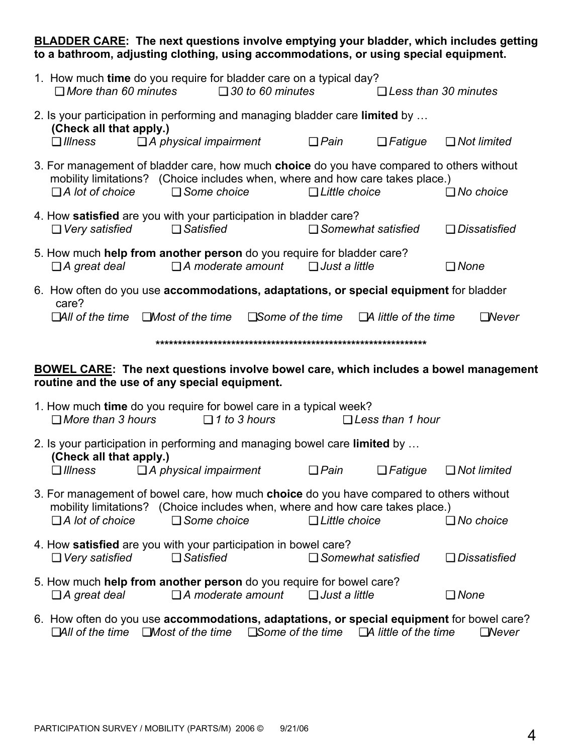**<u>BLADDER CARE</u>: The next questions involve emptying your bladder, which includes getting to a bathroom, adjusting clothing, using accommodations, or using special equipment.**

1. How much **time** do you require for bladder care on a typical day?
   ❑ *More than 60 minutes* ❑ *30 to 60 minutes* ❑ *Less than 30 minutes*

2. Is your participation in performing and managing bladder care **limited** by …
   **(Check all that apply.)**
   ❑ *Illness* ❑ *A physical impairment* ❑ *Pain* ❑ *Fatigue* ❑ *Not limited*

3. For management of bladder care, how much **choice** do you have compared to others without mobility limitations? (Choice includes when, where and how care takes place.)
   ❑ *A lot of choice* ❑ *Some choice* ❑ *Little choice* ❑ *No choice*

4. How **satisfied** are you with your participation in bladder care?
   ❑ *Very satisfied* ❑ *Satisfied* ❑ *Somewhat satisfied* ❑ *Dissatisfied*

5. How much **help from another person** do you require for bladder care?
   ❑ *A great deal* ❑ *A moderate amount* ❑ *Just a little* ❑ *None*

6. How often do you use **accommodations, adaptations, or special equipment** for bladder care?
   ❑ *All of the time* ❑ *Most of the time* ❑ *Some of the time* ❑ *A little of the time* ❑ *Never*

**************************************************************

**<u>BOWEL CARE</u>: The next questions involve bowel care, which includes a bowel management routine and the use of any special equipment.**

1. How much **time** do you require for bowel care in a typical week?
   ❑ *More than 3 hours* ❑ *1 to 3 hours* ❑ *Less than 1 hour*

2. Is your participation in performing and managing bowel care **limited** by …
   **(Check all that apply.)**
   ❑ *Illness* ❑ *A physical impairment* ❑ *Pain* ❑ *Fatigue* ❑ *Not limited*

3. For management of bowel care, how much **choice** do you have compared to others without mobility limitations? (Choice includes when, where and how care takes place.)
   ❑ *A lot of choice* ❑ *Some choice* ❑ *Little choice* ❑ *No choice*

4. How **satisfied** are you with your participation in bowel care?
   ❑ *Very satisfied* ❑ *Satisfied* ❑ *Somewhat satisfied* ❑ *Dissatisfied*

5. How much **help from another person** do you require for bowel care?
   ❑ *A great deal* ❑ *A moderate amount* ❑ *Just a little* ❑ *None*

6. How often do you use **accommodations, adaptations, or special equipment** for bowel care?
   ❑ *All of the time* ❑ *Most of the time* ❑ *Some of the time* ❑ *A little of the time* ❑ *Never*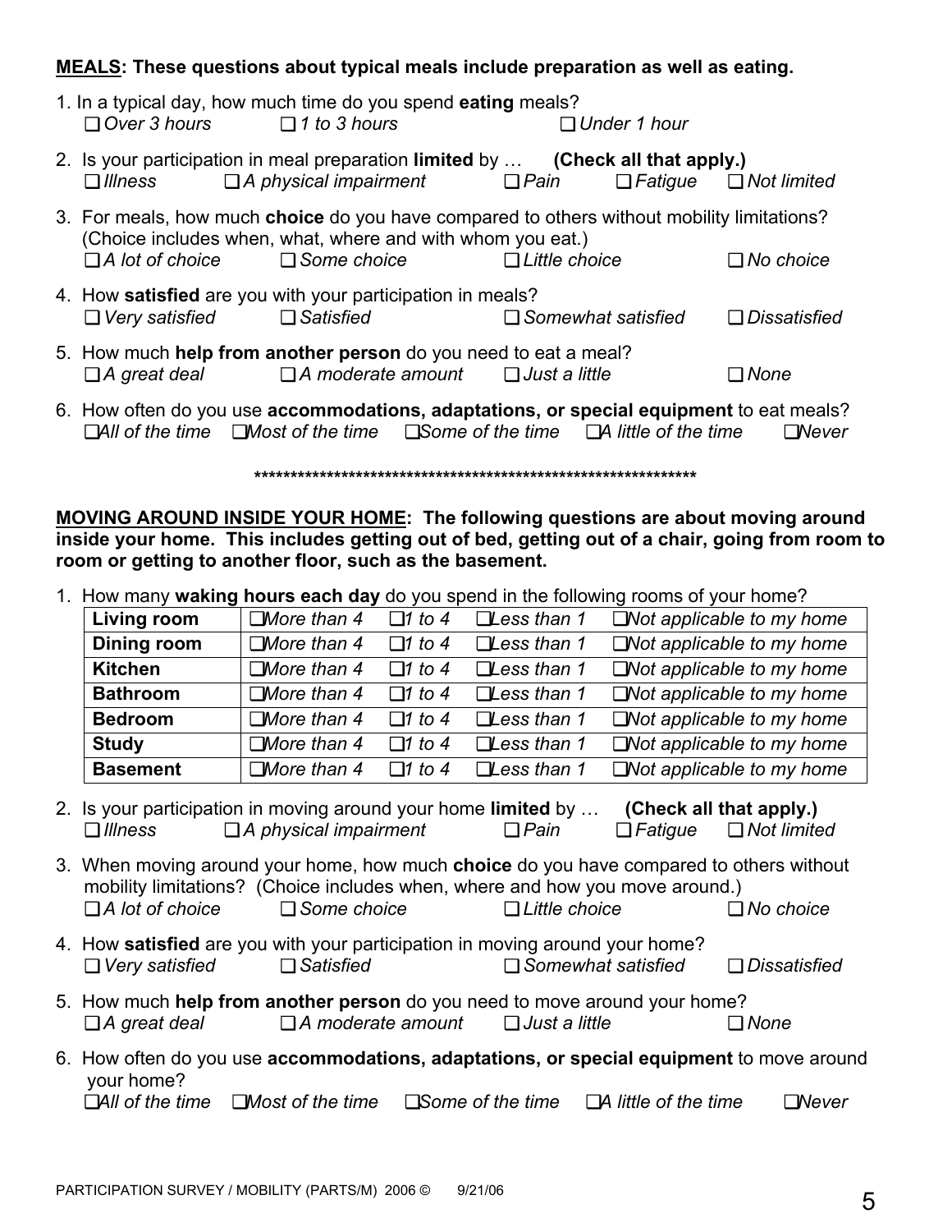**MEALS: These questions about typical meals include preparation as well as eating.**

1. In a typical day, how much time do you spend **eating** meals?
   ❑ *Over 3 hours* ❑ *1 to 3 hours* ❑ *Under 1 hour*

2. Is your participation in meal preparation **limited** by … **(Check all that apply.)**
   ❑ *Illness* ❑ *A physical impairment* ❑ *Pain* ❑ *Fatigue* ❑ *Not limited*

3. For meals, how much **choice** do you have compared to others without mobility limitations? (Choice includes when, what, where and with whom you eat.)
   ❑ *A lot of choice* ❑ *Some choice* ❑ *Little choice* ❑ *No choice*

4. How **satisfied** are you with your participation in meals?
   ❑ *Very satisfied* ❑ *Satisfied* ❑ *Somewhat satisfied* ❑ *Dissatisfied*

5. How much **help from another person** do you need to eat a meal?
   ❑ *A great deal* ❑ *A moderate amount* ❑ *Just a little* ❑ *None*

6. How often do you use **accommodations, adaptations, or special equipment** to eat meals?
   ❑ *All of the time* ❑ *Most of the time* ❑ *Some of the time* ❑ *A little of the time* ❑ *Never*

\*\*\*\*\*\*\*\*\*\*\*\*\*\*\*\*\*\*\*\*\*\*\*\*\*\*\*\*\*\*\*\*\*\*\*\*\*\*\*\*\*\*\*\*\*\*\*\*\*\*\*\*\*\*\*\*\*\*\*\*\*\*\*\*\*\*

**MOVING AROUND INSIDE YOUR HOME: The following questions are about moving around inside your home. This includes getting out of bed, getting out of a chair, going from room to room or getting to another floor, such as the basement.**

1. How many **waking hours each day** do you spend in the following rooms of your home?

| | | | | |
|---|---|---|---|---|
| **Living room** | ❑ *More than 4* | ❑ *1 to 4* | ❑ *Less than 1* | ❑ *Not applicable to my home* |
| **Dining room** | ❑ *More than 4* | ❑ *1 to 4* | ❑ *Less than 1* | ❑ *Not applicable to my home* |
| **Kitchen** | ❑ *More than 4* | ❑ *1 to 4* | ❑ *Less than 1* | ❑ *Not applicable to my home* |
| **Bathroom** | ❑ *More than 4* | ❑ *1 to 4* | ❑ *Less than 1* | ❑ *Not applicable to my home* |
| **Bedroom** | ❑ *More than 4* | ❑ *1 to 4* | ❑ *Less than 1* | ❑ *Not applicable to my home* |
| **Study** | ❑ *More than 4* | ❑ *1 to 4* | ❑ *Less than 1* | ❑ *Not applicable to my home* |
| **Basement** | ❑ *More than 4* | ❑ *1 to 4* | ❑ *Less than 1* | ❑ *Not applicable to my home* |

2. Is your participation in moving around your home **limited** by … **(Check all that apply.)**
   ❑ *Illness* ❑ *A physical impairment* ❑ *Pain* ❑ *Fatigue* ❑ *Not limited*

3. When moving around your home, how much **choice** do you have compared to others without mobility limitations? (Choice includes when, where and how you move around.)
   ❑ *A lot of choice* ❑ *Some choice* ❑ *Little choice* ❑ *No choice*

4. How **satisfied** are you with your participation in moving around your home?
   ❑ *Very satisfied* ❑ *Satisfied* ❑ *Somewhat satisfied* ❑ *Dissatisfied*

5. How much **help from another person** do you need to move around your home?
   ❑ *A great deal* ❑ *A moderate amount* ❑ *Just a little* ❑ *None*

6. How often do you use **accommodations, adaptations, or special equipment** to move around your home?
   ❑ *All of the time* ❑ *Most of the time* ❑ *Some of the time* ❑ *A little of the time* ❑ *Never*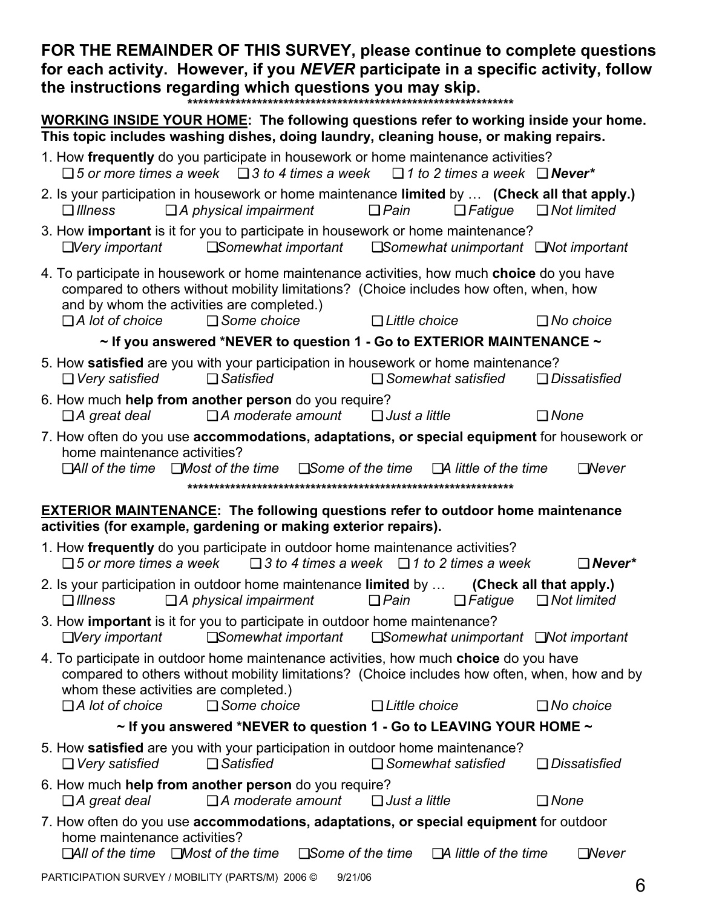**FOR THE REMAINDER OF THIS SURVEY, please continue to complete questions for each activity. However, if you *NEVER* participate in a specific activity, follow the instructions regarding which questions you may skip.**

***************************************************************

**<u>WORKING INSIDE YOUR HOME</u>: The following questions refer to working inside your home. This topic includes washing dishes, doing laundry, cleaning house, or making repairs.**

1. How **frequently** do you participate in housework or home maintenance activities?
   ❑ *5 or more times a week* ❑ *3 to 4 times a week* ❑ *1 to 2 times a week* ❑ ***Never****

2. Is your participation in housework or home maintenance **limited** by … **(Check all that apply.)**
   ❑ *Illness* ❑ *A physical impairment* ❑ *Pain* ❑ *Fatigue* ❑ *Not limited*

3. How **important** is it for you to participate in housework or home maintenance?
   ❑ *Very important* ❑ *Somewhat important* ❑ *Somewhat unimportant* ❑ *Not important*

4. To participate in housework or home maintenance activities, how much **choice** do you have compared to others without mobility limitations? (Choice includes how often, when, how and by whom the activities are completed.)
   ❑ *A lot of choice* ❑ *Some choice* ❑ *Little choice* ❑ *No choice*

**~ If you answered *NEVER to question 1 - Go to EXTERIOR MAINTENANCE ~**

5. How **satisfied** are you with your participation in housework or home maintenance?
   ❑ *Very satisfied* ❑ *Satisfied* ❑ *Somewhat satisfied* ❑ *Dissatisfied*

6. How much **help from another person** do you require?
   ❑ *A great deal* ❑ *A moderate amount* ❑ *Just a little* ❑ *None*

7. How often do you use **accommodations, adaptations, or special equipment** for housework or home maintenance activities?
   ❑ *All of the time* ❑ *Most of the time* ❑ *Some of the time* ❑ *A little of the time* ❑ *Never*

***************************************************************

**<u>EXTERIOR MAINTENANCE</u>: The following questions refer to outdoor home maintenance activities (for example, gardening or making exterior repairs).**

1. How **frequently** do you participate in outdoor home maintenance activities?
   ❑ *5 or more times a week* ❑ *3 to 4 times a week* ❑ *1 to 2 times a week* ❑ ***Never****

2. Is your participation in outdoor home maintenance **limited** by … **(Check all that apply.)**
   ❑ *Illness* ❑ *A physical impairment* ❑ *Pain* ❑ *Fatigue* ❑ *Not limited*

3. How **important** is it for you to participate in outdoor home maintenance?
   ❑ *Very important* ❑ *Somewhat important* ❑ *Somewhat unimportant* ❑ *Not important*

4. To participate in outdoor home maintenance activities, how much **choice** do you have compared to others without mobility limitations? (Choice includes how often, when, how and by whom these activities are completed.)
   ❑ *A lot of choice* ❑ *Some choice* ❑ *Little choice* ❑ *No choice*

**~ If you answered *NEVER to question 1 - Go to LEAVING YOUR HOME ~**

5. How **satisfied** are you with your participation in outdoor home maintenance?
   ❑ *Very satisfied* ❑ *Satisfied* ❑ *Somewhat satisfied* ❑ *Dissatisfied*

6. How much **help from another person** do you require?
   ❑ *A great deal* ❑ *A moderate amount* ❑ *Just a little* ❑ *None*

7. How often do you use **accommodations, adaptations, or special equipment** for outdoor home maintenance activities?
   ❑ *All of the time* ❑ *Most of the time* ❑ *Some of the time* ❑ *A little of the time* ❑ *Never*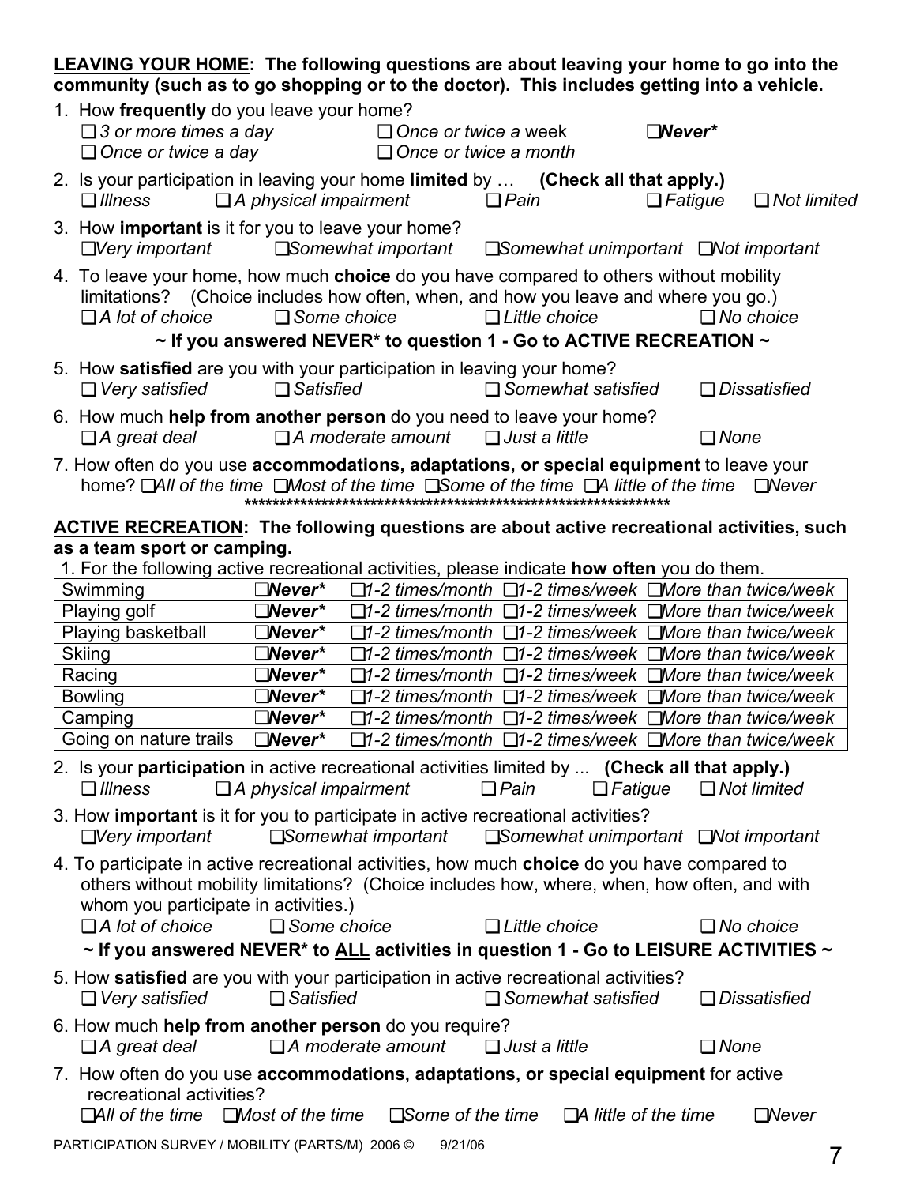**LEAVING YOUR HOME: The following questions are about leaving your home to go into the community (such as to go shopping or to the doctor). This includes getting into a vehicle.**

1. How **frequently** do you leave your home?
   ❑ *3 or more times a day* ❑ *Once or twice a* week ❑***Never****
   ❑ *Once or twice a day* ❑ *Once or twice a month*

2. Is your participation in leaving your home **limited** by … **(Check all that apply.)**
   ❑ *Illness* ❑ *A physical impairment* ❑ *Pain* ❑ *Fatigue* ❑ *Not limited*

3. How **important** is it for you to leave your home?
   ❑*Very important* ❑*Somewhat important* ❑*Somewhat unimportant* ❑*Not important*

4. To leave your home, how much **choice** do you have compared to others without mobility limitations? (Choice includes how often, when, and how you leave and where you go.)
   ❑ *A lot of choice* ❑ *Some choice* ❑ *Little choice* ❑ *No choice*

**~ If you answered NEVER* to question 1 - Go to ACTIVE RECREATION ~**

5. How **satisfied** are you with your participation in leaving your home?
   ❑ *Very satisfied* ❑ *Satisfied* ❑ *Somewhat satisfied* ❑ *Dissatisfied*

6. How much **help from another person** do you need to leave your home?
   ❑ *A great deal* ❑ *A moderate amount* ❑ *Just a little* ❑ *None*

7. How often do you use **accommodations, adaptations, or special equipment** to leave your home? ❑*All of the time* ❑*Most of the time* ❑*Some of the time* ❑*A little of the time* ❑*Never*

**************************************************************

**ACTIVE RECREATION: The following questions are about active recreational activities, such as a team sport or camping.**

1. For the following active recreational activities, please indicate **how often** you do them.

| | | | | |
|---|---|---|---|---|
| Swimming | ❑***Never**** | ❑*1-2 times/month* | ❑*1-2 times/week* | ❑*More than twice/week* |
| Playing golf | ❑***Never**** | ❑*1-2 times/month* | ❑*1-2 times/week* | ❑*More than twice/week* |
| Playing basketball | ❑***Never**** | ❑*1-2 times/month* | ❑*1-2 times/week* | ❑*More than twice/week* |
| Skiing | ❑***Never**** | ❑*1-2 times/month* | ❑*1-2 times/week* | ❑*More than twice/week* |
| Racing | ❑***Never**** | ❑*1-2 times/month* | ❑*1-2 times/week* | ❑*More than twice/week* |
| Bowling | ❑***Never**** | ❑*1-2 times/month* | ❑*1-2 times/week* | ❑*More than twice/week* |
| Camping | ❑***Never**** | ❑*1-2 times/month* | ❑*1-2 times/week* | ❑*More than twice/week* |
| Going on nature trails | ❑***Never**** | ❑*1-2 times/month* | ❑*1-2 times/week* | ❑*More than twice/week* |

2. Is your **participation** in active recreational activities limited by ... **(Check all that apply.)**
   ❑ *Illness* ❑ *A physical impairment* ❑ *Pain* ❑ *Fatigue* ❑ *Not limited*

3. How **important** is it for you to participate in active recreational activities?
   ❑*Very important* ❑*Somewhat important* ❑*Somewhat unimportant* ❑*Not important*

4. To participate in active recreational activities, how much **choice** do you have compared to others without mobility limitations? (Choice includes how, where, when, how often, and with whom you participate in activities.)
   ❑ *A lot of choice* ❑ *Some choice* ❑ *Little choice* ❑ *No choice*

**~ If you answered NEVER* to <u>ALL</u> activities in question 1 - Go to LEISURE ACTIVITIES ~**

5. How **satisfied** are you with your participation in active recreational activities?
   ❑ *Very satisfied* ❑ *Satisfied* ❑ *Somewhat satisfied* ❑ *Dissatisfied*

6. How much **help from another person** do you require?
   ❑ *A great deal* ❑ *A moderate amount* ❑ *Just a little* ❑ *None*

7. How often do you use **accommodations, adaptations, or special equipment** for active recreational activities?
   ❑*All of the time* ❑*Most of the time* ❑*Some of the time* ❑*A little of the time* ❑*Never*

PARTICIPATION SURVEY / MOBILITY (PARTS/M) 2006 © 9/21/06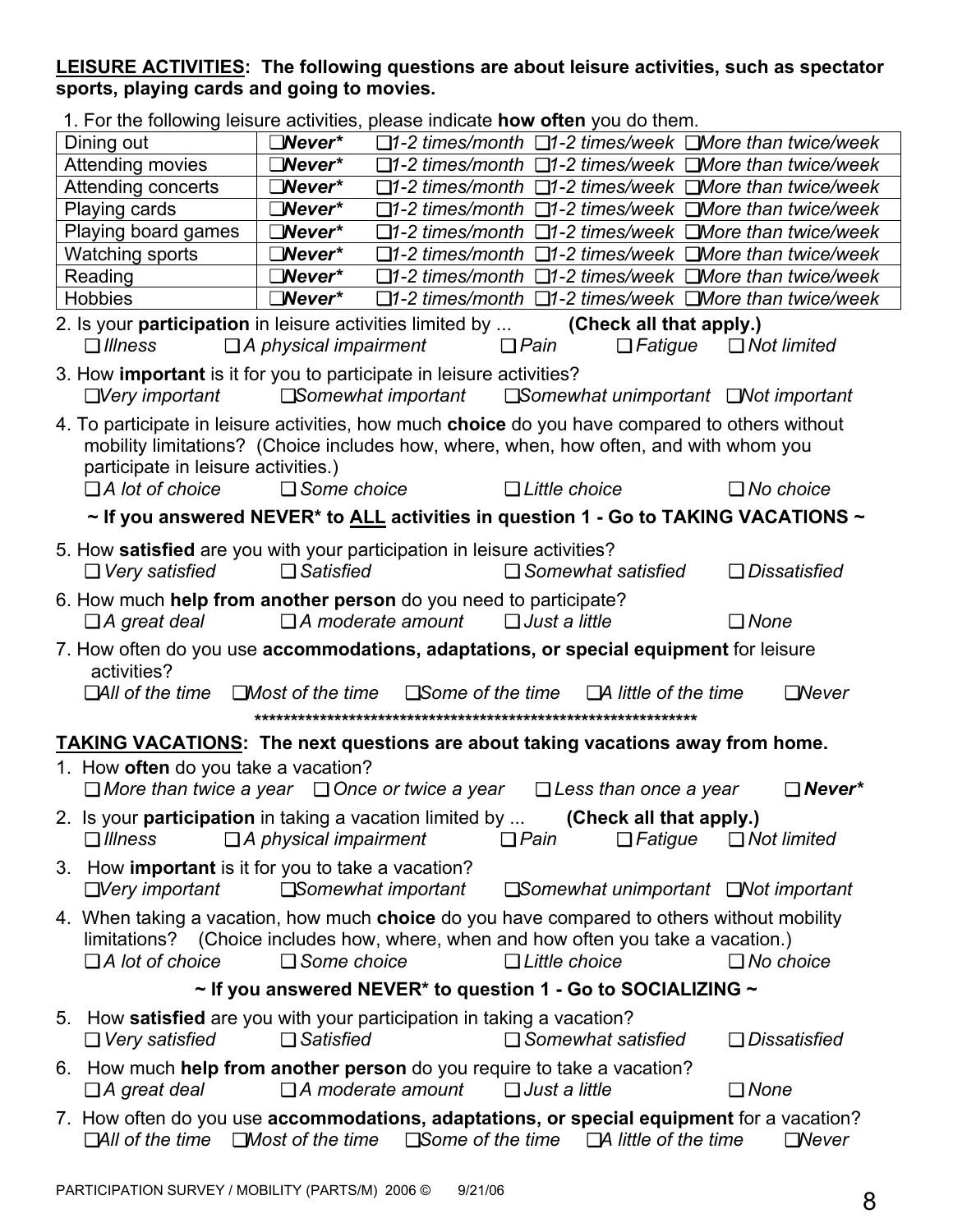**LEISURE ACTIVITIES: The following questions are about leisure activities, such as spectator sports, playing cards and going to movies.**

1. For the following leisure activities, please indicate **how often** you do them.

| | | | | |
|---|---|---|---|---|
| Dining out | ❑***Never**** | ❑*1-2 times/month* | ❑*1-2 times/week* | ❑*More than twice/week* |
| Attending movies | ❑***Never**** | ❑*1-2 times/month* | ❑*1-2 times/week* | ❑*More than twice/week* |
| Attending concerts | ❑***Never**** | ❑*1-2 times/month* | ❑*1-2 times/week* | ❑*More than twice/week* |
| Playing cards | ❑***Never**** | ❑*1-2 times/month* | ❑*1-2 times/week* | ❑*More than twice/week* |
| Playing board games | ❑***Never**** | ❑*1-2 times/month* | ❑*1-2 times/week* | ❑*More than twice/week* |
| Watching sports | ❑***Never**** | ❑*1-2 times/month* | ❑*1-2 times/week* | ❑*More than twice/week* |
| Reading | ❑***Never**** | ❑*1-2 times/month* | ❑*1-2 times/week* | ❑*More than twice/week* |
| Hobbies | ❑***Never**** | ❑*1-2 times/month* | ❑*1-2 times/week* | ❑*More than twice/week* |

2. Is your **participation** in leisure activities limited by ... **(Check all that apply.)**
   ❑ *Illness* ❑ *A physical impairment* ❑ *Pain* ❑ *Fatigue* ❑ *Not limited*

3. How **important** is it for you to participate in leisure activities?
   ❑*Very important* ❑*Somewhat important* ❑*Somewhat unimportant* ❑*Not important*

4. To participate in leisure activities, how much **choice** do you have compared to others without mobility limitations? (Choice includes how, where, when, how often, and with whom you participate in leisure activities.)
   ❑ *A lot of choice* ❑ *Some choice* ❑ *Little choice* ❑ *No choice*

**~ If you answered NEVER* to ALL activities in question 1 - Go to TAKING VACATIONS ~**

5. How **satisfied** are you with your participation in leisure activities?
   ❑ *Very satisfied* ❑ *Satisfied* ❑ *Somewhat satisfied* ❑ *Dissatisfied*

6. How much **help from another person** do you need to participate?
   ❑ *A great deal* ❑ *A moderate amount* ❑ *Just a little* ❑ *None*

7. How often do you use **accommodations, adaptations, or special equipment** for leisure activities?
   ❑*All of the time* ❑*Most of the time* ❑*Some of the time* ❑*A little of the time* ❑*Never*

**************************************************************

**TAKING VACATIONS: The next questions are about taking vacations away from home.**

1. How **often** do you take a vacation?
   ❑ *More than twice a year* ❑ *Once or twice a year* ❑ *Less than once a year* ❑ ***Never****

2. Is your **participation** in taking a vacation limited by ... **(Check all that apply.)**
   ❑ *Illness* ❑ *A physical impairment* ❑ *Pain* ❑ *Fatigue* ❑ *Not limited*

3. How **important** is it for you to take a vacation?
   ❑*Very important* ❑*Somewhat important* ❑*Somewhat unimportant* ❑*Not important*

4. When taking a vacation, how much **choice** do you have compared to others without mobility limitations? (Choice includes how, where, when and how often you take a vacation.)
   ❑ *A lot of choice* ❑ *Some choice* ❑ *Little choice* ❑ *No choice*

**~ If you answered NEVER* to question 1 - Go to SOCIALIZING ~**

5. How **satisfied** are you with your participation in taking a vacation?
   ❑ *Very satisfied* ❑ *Satisfied* ❑ *Somewhat satisfied* ❑ *Dissatisfied*

6. How much **help from another person** do you require to take a vacation?
   ❑ *A great deal* ❑ *A moderate amount* ❑ *Just a little* ❑ *None*

7. How often do you use **accommodations, adaptations, or special equipment** for a vacation?
   ❑*All of the time* ❑*Most of the time* ❑*Some of the time* ❑*A little of the time* ❑*Never*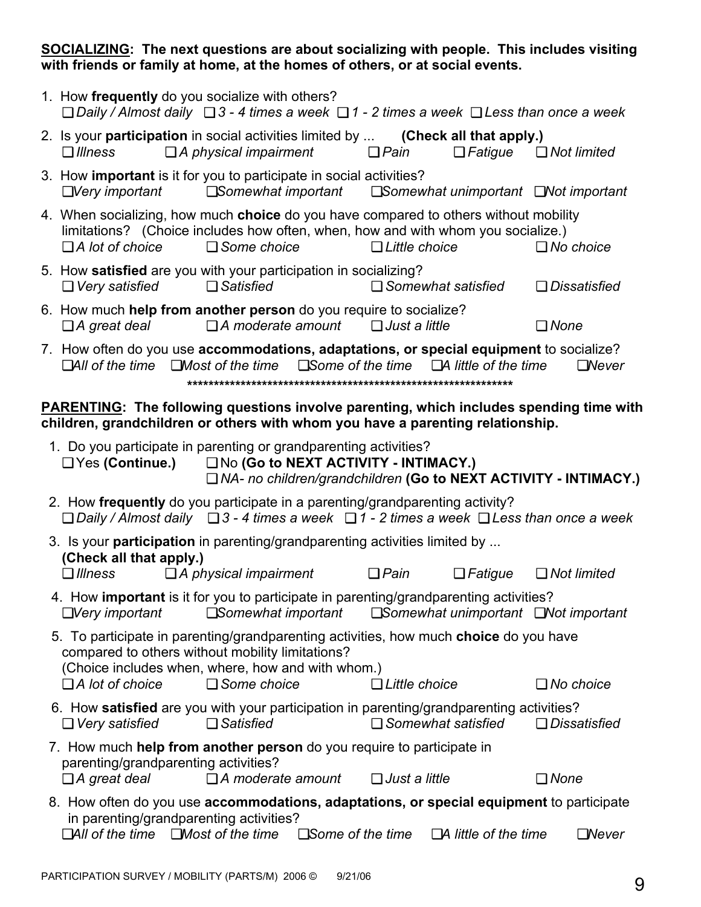**SOCIALIZING: The next questions are about socializing with people. This includes visiting with friends or family at home, at the homes of others, or at social events.**

1. How **frequently** do you socialize with others?
   ❑ *Daily / Almost daily* ❑ *3 - 4 times a week* ❑ *1 - 2 times a week* ❑ *Less than once a week*

2. Is your **participation** in social activities limited by ... **(Check all that apply.)**
   ❑ *Illness* ❑ *A physical impairment* ❑ *Pain* ❑ *Fatigue* ❑ *Not limited*

3. How **important** is it for you to participate in social activities?
   ❑ *Very important* ❑ *Somewhat important* ❑ *Somewhat unimportant* ❑ *Not important*

4. When socializing, how much **choice** do you have compared to others without mobility limitations? (Choice includes how often, when, how and with whom you socialize.)
   ❑ *A lot of choice* ❑ *Some choice* ❑ *Little choice* ❑ *No choice*

5. How **satisfied** are you with your participation in socializing?
   ❑ *Very satisfied* ❑ *Satisfied* ❑ *Somewhat satisfied* ❑ *Dissatisfied*

6. How much **help from another person** do you require to socialize?
   ❑ *A great deal* ❑ *A moderate amount* ❑ *Just a little* ❑ *None*

7. How often do you use **accommodations, adaptations, or special equipment** to socialize?
   ❑ *All of the time* ❑ *Most of the time* ❑ *Some of the time* ❑ *A little of the time* ❑ *Never*

******************************************************************

**PARENTING: The following questions involve parenting, which includes spending time with children, grandchildren or others with whom you have a parenting relationship.**

1. Do you participate in parenting or grandparenting activities?
   ❑ Yes **(Continue.)** ❑ No **(Go to NEXT ACTIVITY - INTIMACY.)**
   ❑ *NA- no children/grandchildren* **(Go to NEXT ACTIVITY - INTIMACY.)**

2. How **frequently** do you participate in a parenting/grandparenting activity?
   ❑ *Daily / Almost daily* ❑ *3 - 4 times a week* ❑ *1 - 2 times a week* ❑ *Less than once a week*

3. Is your **participation** in parenting/grandparenting activities limited by ...
   **(Check all that apply.)**
   ❑ *Illness* ❑ *A physical impairment* ❑ *Pain* ❑ *Fatigue* ❑ *Not limited*

4. How **important** is it for you to participate in parenting/grandparenting activities?
   ❑ *Very important* ❑ *Somewhat important* ❑ *Somewhat unimportant* ❑ *Not important*

5. To participate in parenting/grandparenting activities, how much **choice** do you have compared to others without mobility limitations?
   (Choice includes when, where, how and with whom.)
   ❑ *A lot of choice* ❑ *Some choice* ❑ *Little choice* ❑ *No choice*

6. How **satisfied** are you with your participation in parenting/grandparenting activities?
   ❑ *Very satisfied* ❑ *Satisfied* ❑ *Somewhat satisfied* ❑ *Dissatisfied*

7. How much **help from another person** do you require to participate in parenting/grandparenting activities?
   ❑ *A great deal* ❑ *A moderate amount* ❑ *Just a little* ❑ *None*

8. How often do you use **accommodations, adaptations, or special equipment** to participate in parenting/grandparenting activities?
   ❑ *All of the time* ❑ *Most of the time* ❑ *Some of the time* ❑ *A little of the time* ❑ *Never*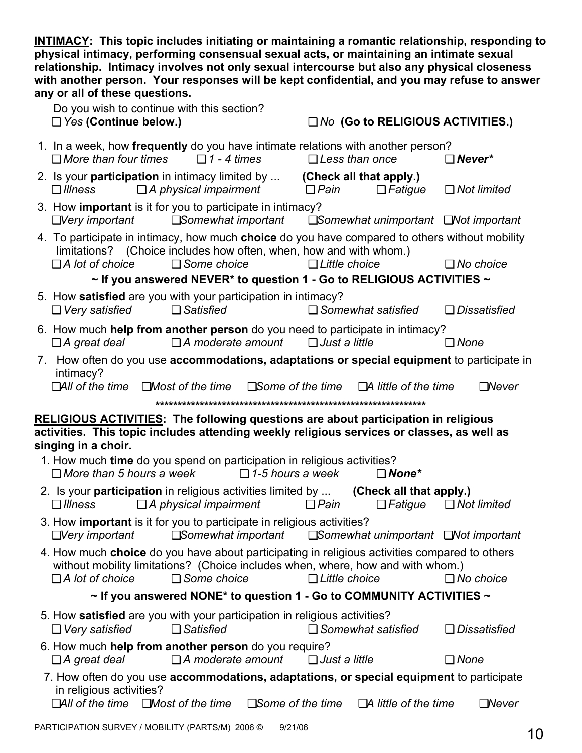**INTIMACY: This topic includes initiating or maintaining a romantic relationship, responding to physical intimacy, performing consensual sexual acts, or maintaining an intimate sexual relationship. Intimacy involves not only sexual intercourse but also any physical closeness with another person. Your responses will be kept confidential, and you may refuse to answer any or all of these questions.**

Do you wish to continue with this section?
❑ *Yes* **(Continue below.)** ❑ *No* **(Go to RELIGIOUS ACTIVITIES.)**

1. In a week, how **frequently** do you have intimate relations with another person?
   ❑ *More than four times* ❑ *1 - 4 times* ❑ *Less than once* ❑ ***Never****

2. Is your **participation** in intimacy limited by ... **(Check all that apply.)**
   ❑ *Illness* ❑ *A physical impairment* ❑ *Pain* ❑ *Fatigue* ❑ *Not limited*

3. How **important** is it for you to participate in intimacy?
   ❑ *Very important* ❑ *Somewhat important* ❑ *Somewhat unimportant* ❑ *Not important*

4. To participate in intimacy, how much **choice** do you have compared to others without mobility limitations? (Choice includes how often, when, how and with whom.)
   ❑ *A lot of choice* ❑ *Some choice* ❑ *Little choice* ❑ *No choice*

**~ If you answered NEVER* to question 1 - Go to RELIGIOUS ACTIVITIES ~**

5. How **satisfied** are you with your participation in intimacy?
   ❑ *Very satisfied* ❑ *Satisfied* ❑ *Somewhat satisfied* ❑ *Dissatisfied*

6. How much **help from another person** do you need to participate in intimacy?
   ❑ *A great deal* ❑ *A moderate amount* ❑ *Just a little* ❑ *None*

7. How often do you use **accommodations, adaptations or special equipment** to participate in intimacy?
   ❑ *All of the time* ❑ *Most of the time* ❑ *Some of the time* ❑ *A little of the time* ❑ *Never*

**************************************************************

**RELIGIOUS ACTIVITIES: The following questions are about participation in religious activities. This topic includes attending weekly religious services or classes, as well as singing in a choir.**

1. How much **time** do you spend on participation in religious activities?
   ❑ *More than 5 hours a week* ❑ *1-5 hours a week* ❑ ***None****

2. Is your **participation** in religious activities limited by ... **(Check all that apply.)**
   ❑ *Illness* ❑ *A physical impairment* ❑ *Pain* ❑ *Fatigue* ❑ *Not limited*

3. How **important** is it for you to participate in religious activities?
   ❑ *Very important* ❑ *Somewhat important* ❑ *Somewhat unimportant* ❑ *Not important*

4. How much **choice** do you have about participating in religious activities compared to others without mobility limitations? (Choice includes when, where, how and with whom.)
   ❑ *A lot of choice* ❑ *Some choice* ❑ *Little choice* ❑ *No choice*

**~ If you answered NONE* to question 1 - Go to COMMUNITY ACTIVITIES ~**

5. How **satisfied** are you with your participation in religious activities?
   ❑ *Very satisfied* ❑ *Satisfied* ❑ *Somewhat satisfied* ❑ *Dissatisfied*

6. How much **help from another person** do you require?
   ❑ *A great deal* ❑ *A moderate amount* ❑ *Just a little* ❑ *None*

7. How often do you use **accommodations, adaptations, or special equipment** to participate in religious activities?
   ❑ *All of the time* ❑ *Most of the time* ❑ *Some of the time* ❑ *A little of the time* ❑ *Never*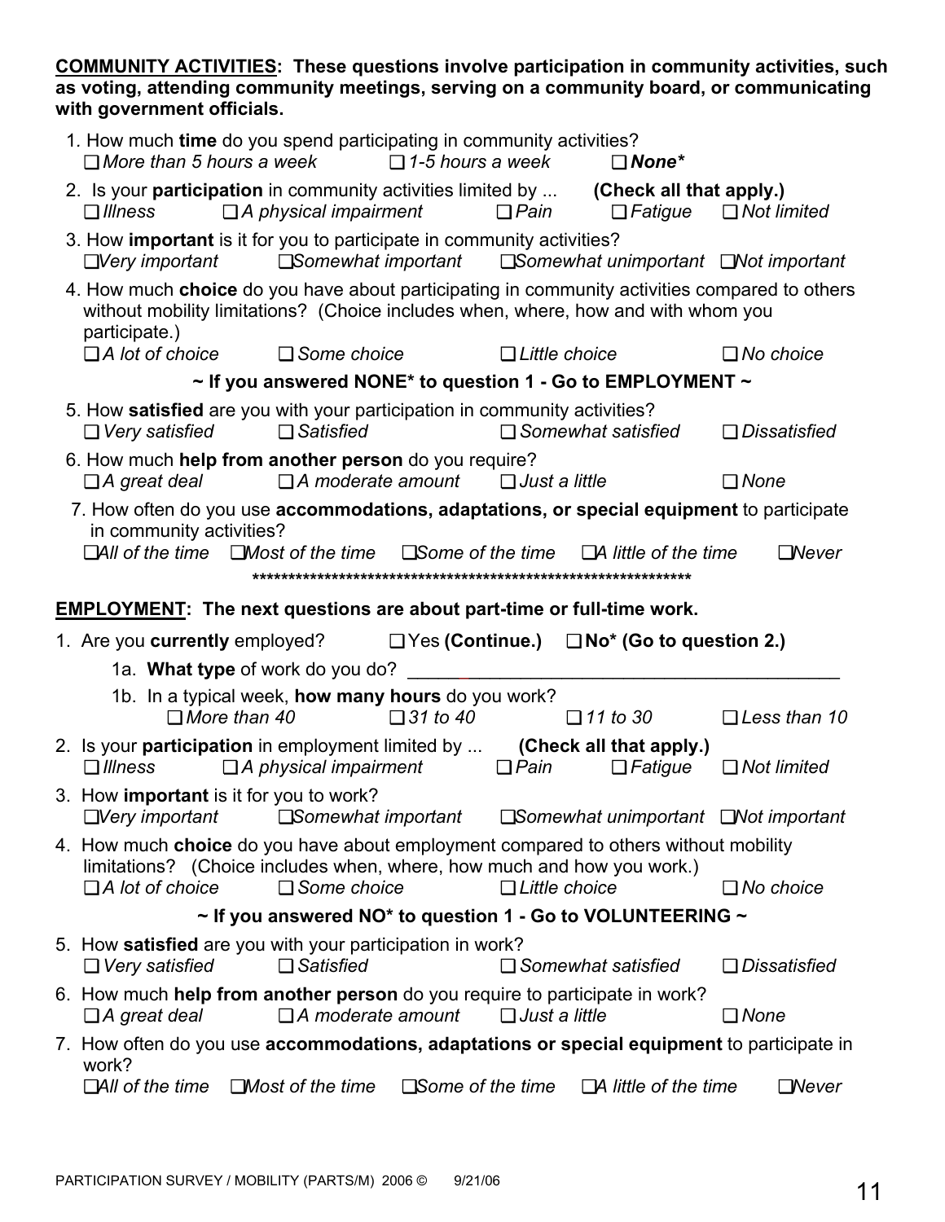**<u>COMMUNITY ACTIVITIES</u>: These questions involve participation in community activities, such as voting, attending community meetings, serving on a community board, or communicating with government officials.**

1. How much **time** do you spend participating in community activities?
   ❑ *More than 5 hours a week* ❑ *1-5 hours a week* ❑ ***None****

2. Is your **participation** in community activities limited by ... **(Check all that apply.)**
   ❑ *Illness* ❑ *A physical impairment* ❑ *Pain* ❑ *Fatigue* ❑ *Not limited*

3. How **important** is it for you to participate in community activities?
   ❑ *Very important* ❑ *Somewhat important* ❑ *Somewhat unimportant* ❑ *Not important*

4. How much **choice** do you have about participating in community activities compared to others without mobility limitations? (Choice includes when, where, how and with whom you participate.)
   ❑ *A lot of choice* ❑ *Some choice* ❑ *Little choice* ❑ *No choice*

**~ If you answered NONE* to question 1 - Go to EMPLOYMENT ~**

5. How **satisfied** are you with your participation in community activities?
   ❑ *Very satisfied* ❑ *Satisfied* ❑ *Somewhat satisfied* ❑ *Dissatisfied*

6. How much **help from another person** do you require?
   ❑ *A great deal* ❑ *A moderate amount* ❑ *Just a little* ❑ *None*

7. How often do you use **accommodations, adaptations, or special equipment** to participate in community activities?
   ❑ *All of the time* ❑ *Most of the time* ❑ *Some of the time* ❑ *A little of the time* ❑ *Never*

**************************************************************

**<u>EMPLOYMENT</u>: The next questions are about part-time or full-time work.**

1. Are you **currently** employed? ❑ Yes **(Continue.)** ❑ **No* (Go to question 2.)**
   - 1a. **What type** of work do you do? ________________________________________
   - 1b. In a typical week, **how many hours** do you work?
     ❑ *More than 40* ❑ *31 to 40* ❑ *11 to 30* ❑ *Less than 10*

2. Is your **participation** in employment limited by ... **(Check all that apply.)**
   ❑ *Illness* ❑ *A physical impairment* ❑ *Pain* ❑ *Fatigue* ❑ *Not limited*

3. How **important** is it for you to work?
   ❑ *Very important* ❑ *Somewhat important* ❑ *Somewhat unimportant* ❑ *Not important*

4. How much **choice** do you have about employment compared to others without mobility limitations? (Choice includes when, where, how much and how you work.)
   ❑ *A lot of choice* ❑ *Some choice* ❑ *Little choice* ❑ *No choice*

**~ If you answered NO* to question 1 - Go to VOLUNTEERING ~**

5. How **satisfied** are you with your participation in work?
   ❑ *Very satisfied* ❑ *Satisfied* ❑ *Somewhat satisfied* ❑ *Dissatisfied*

6. How much **help from another person** do you require to participate in work?
   ❑ *A great deal* ❑ *A moderate amount* ❑ *Just a little* ❑ *None*

7. How often do you use **accommodations, adaptations or special equipment** to participate in work?
   ❑ *All of the time* ❑ *Most of the time* ❑ *Some of the time* ❑ *A little of the time* ❑ *Never*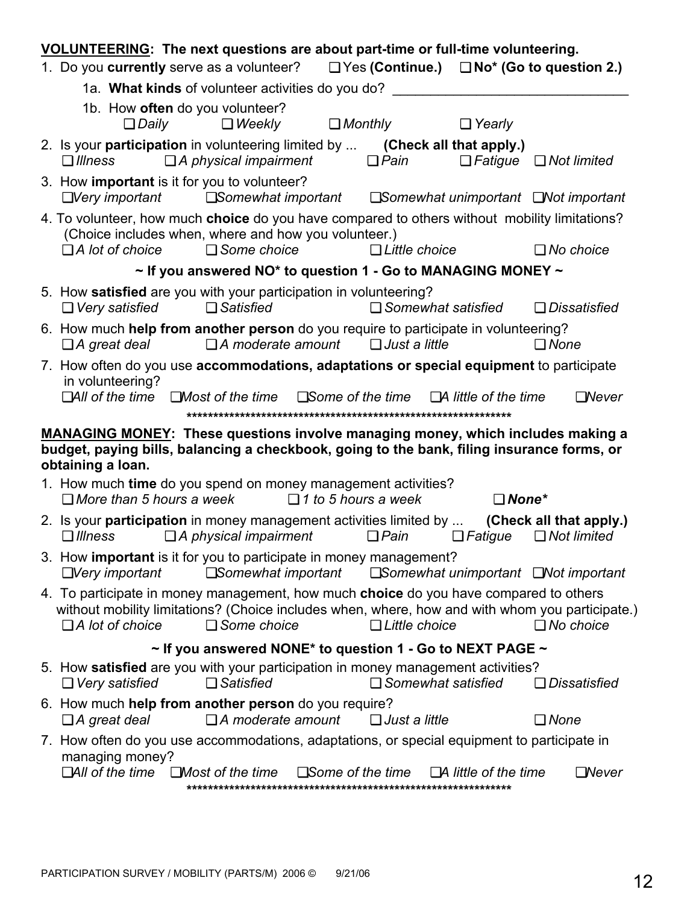**VOLUNTEERING: The next questions are about part-time or full-time volunteering.**

1. Do you **currently** serve as a volunteer? ❑ Yes **(Continue.)** ❑ **No\* (Go to question 2.)**

   1a. **What kinds** of volunteer activities do you do? _______________________________

   1b. How **often** do you volunteer?
   ❑ *Daily* ❑ *Weekly* ❑ *Monthly* ❑ *Yearly*

2. Is your **participation** in volunteering limited by ... **(Check all that apply.)**
   ❑ *Illness* ❑ *A physical impairment* ❑ *Pain* ❑ *Fatigue* ❑ *Not limited*

3. How **important** is it for you to volunteer?
   ❑ *Very important* ❑ *Somewhat important* ❑ *Somewhat unimportant* ❑ *Not important*

4. To volunteer, how much **choice** do you have compared to others without mobility limitations? (Choice includes when, where and how you volunteer.)
   ❑ *A lot of choice* ❑ *Some choice* ❑ *Little choice* ❑ *No choice*

**~ If you answered NO\* to question 1 - Go to MANAGING MONEY ~**

5. How **satisfied** are you with your participation in volunteering?
   ❑ *Very satisfied* ❑ *Satisfied* ❑ *Somewhat satisfied* ❑ *Dissatisfied*

6. How much **help from another person** do you require to participate in volunteering?
   ❑ *A great deal* ❑ *A moderate amount* ❑ *Just a little* ❑ *None*

7. How often do you use **accommodations, adaptations or special equipment** to participate in volunteering?
   ❑ *All of the time* ❑ *Most of the time* ❑ *Some of the time* ❑ *A little of the time* ❑ *Never*

**\*\*\*\*\*\*\*\*\*\*\*\*\*\*\*\*\*\*\*\*\*\*\*\*\*\*\*\*\*\*\*\*\*\*\*\*\*\*\*\*\*\*\*\*\*\*\*\*\*\*\*\*\*\*\*\*\*\*\*\*\*\*\***

**MANAGING MONEY: These questions involve managing money, which includes making a budget, paying bills, balancing a checkbook, going to the bank, filing insurance forms, or obtaining a loan.**

1. How much **time** do you spend on money management activities?
   ❑ *More than 5 hours a week* ❑ *1 to 5 hours a week* ❑ ***None\****

2. Is your **participation** in money management activities limited by ... **(Check all that apply.)**
   ❑ *Illness* ❑ *A physical impairment* ❑ *Pain* ❑ *Fatigue* ❑ *Not limited*

3. How **important** is it for you to participate in money management?
   ❑ *Very important* ❑ *Somewhat important* ❑ *Somewhat unimportant* ❑ *Not important*

4. To participate in money management, how much **choice** do you have compared to others without mobility limitations? (Choice includes when, where, how and with whom you participate.)
   ❑ *A lot of choice* ❑ *Some choice* ❑ *Little choice* ❑ *No choice*

**~ If you answered NONE\* to question 1 - Go to NEXT PAGE ~**

5. How **satisfied** are you with your participation in money management activities?
   ❑ *Very satisfied* ❑ *Satisfied* ❑ *Somewhat satisfied* ❑ *Dissatisfied*

6. How much **help from another person** do you require?
   ❑ *A great deal* ❑ *A moderate amount* ❑ *Just a little* ❑ *None*

7. How often do you use accommodations, adaptations, or special equipment to participate in managing money?
   ❑ *All of the time* ❑ *Most of the time* ❑ *Some of the time* ❑ *A little of the time* ❑ *Never*

**\*\*\*\*\*\*\*\*\*\*\*\*\*\*\*\*\*\*\*\*\*\*\*\*\*\*\*\*\*\*\*\*\*\*\*\*\*\*\*\*\*\*\*\*\*\*\*\*\*\*\*\*\*\*\*\*\*\*\*\*\*\*\***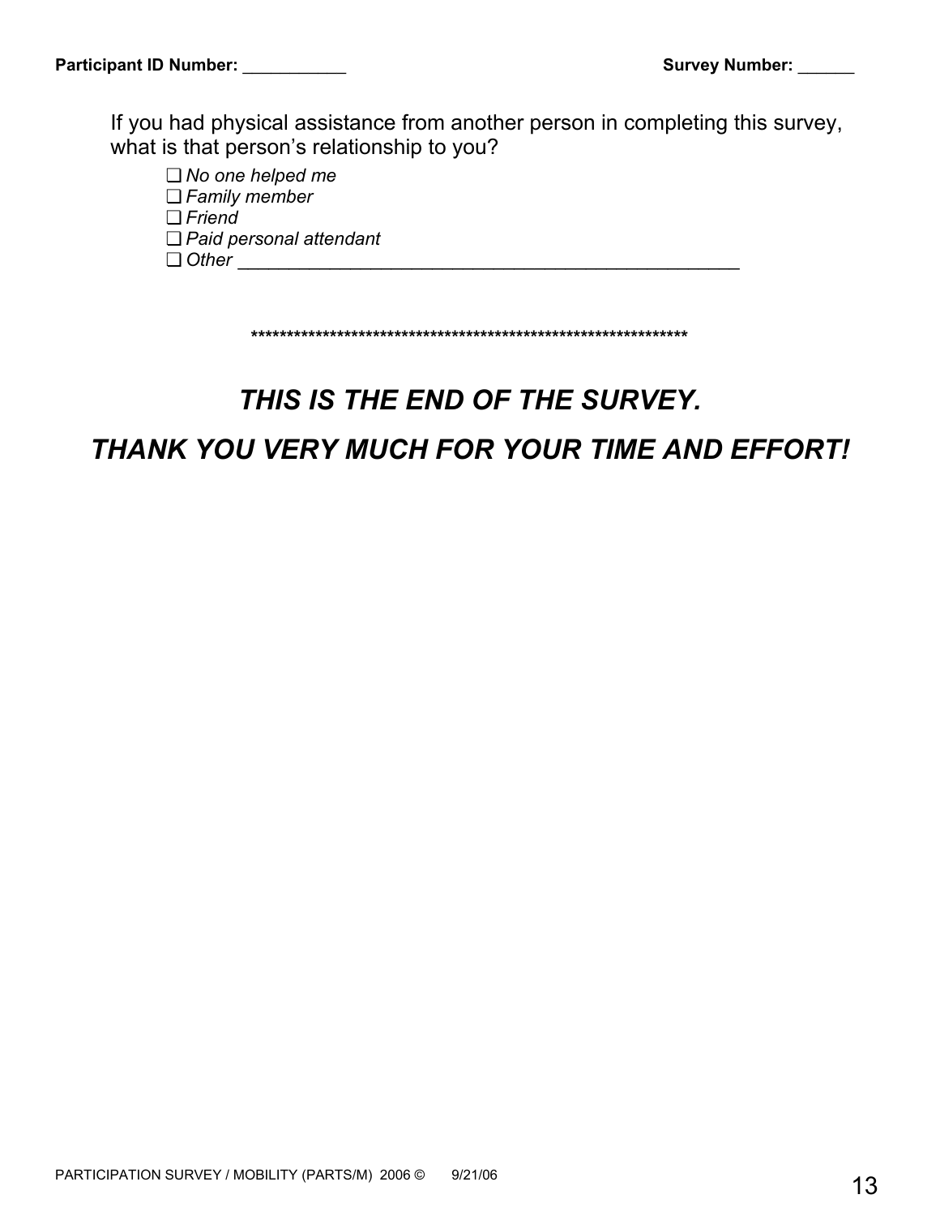Participant ID Number: ___________ Survey Number: ______

If you had physical assistance from another person in completing this survey, what is that person's relationship to you?

- ❑ *No one helped me*
- ❑ *Family member*
- ❑ *Friend*
- ❑ *Paid personal attendant*
- ❑ *Other* _________________________________________________

**************************************************************

## *THIS IS THE END OF THE SURVEY.*

## *THANK YOU VERY MUCH FOR YOUR TIME AND EFFORT!*